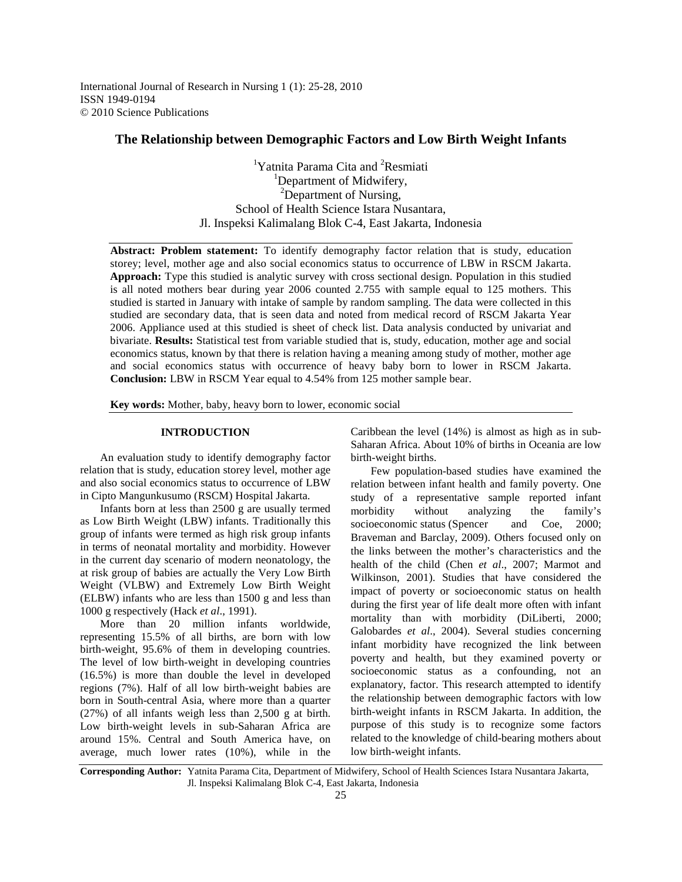# The Relationship between Demographic Factors and Low Birth Weight Infants

[1]Yatnita Parama Cita and [2]Resmiati
[1]Department of Midwifery,
[2]Department of Nursing,
School of Health Science Istara Nusantara,
Jl. Inspeksi Kalimalang Blok C-4, East Jakarta, Indonesia

**Abstract: Problem statement:** To identify demography factor relation that is study, education storey; level, mother age and also social economics status to occurrence of LBW in RSCM Jakarta. **Approach:** Type this studied is analytic survey with cross sectional design. Population in this studied is all noted mothers bear during year 2006 counted 2.755 with sample equal to 125 mothers. This studied is started in January with intake of sample by random sampling. The data were collected in this studied are secondary data, that is seen data and noted from medical record of RSCM Jakarta Year 2006. Appliance used at this studied is sheet of check list. Data analysis conducted by univariat and bivariate. **Results:** Statistical test from variable studied that is, study, education, mother age and social economics status, known by that there is relation having a meaning among study of mother, mother age and social economics status with occurrence of heavy baby born to lower in RSCM Jakarta. **Conclusion:** LBW in RSCM Year equal to 4.54% from 125 mother sample bear.

**Key words:** Mother, baby, heavy born to lower, economic social

## INTRODUCTION

An evaluation study to identify demography factor relation that is study, education storey level, mother age and also social economics status to occurrence of LBW in Cipto Mangunkusumo (RSCM) Hospital Jakarta.

Infants born at less than 2500 g are usually termed as Low Birth Weight (LBW) infants. Traditionally this group of infants were termed as high risk group infants in terms of neonatal mortality and morbidity. However in the current day scenario of modern neonatology, the at risk group of babies are actually the Very Low Birth Weight (VLBW) and Extremely Low Birth Weight (ELBW) infants who are less than 1500 g and less than 1000 g respectively (Hack *et al*., 1991).

More than 20 million infants worldwide, representing 15.5% of all births, are born with low birth-weight, 95.6% of them in developing countries. The level of low birth-weight in developing countries (16.5%) is more than double the level in developed regions (7%). Half of all low birth-weight babies are born in South-central Asia, where more than a quarter (27%) of all infants weigh less than 2,500 g at birth. Low birth-weight levels in sub-Saharan Africa are around 15%. Central and South America have, on average, much lower rates (10%), while in the Caribbean the level (14%) is almost as high as in sub-Saharan Africa. About 10% of births in Oceania are low birth-weight births.

Few population-based studies have examined the relation between infant health and family poverty. One study of a representative sample reported infant morbidity without analyzing the family's socioeconomic status (Spencer and Coe, 2000; Braveman and Barclay, 2009). Others focused only on the links between the mother's characteristics and the health of the child (Chen *et al*., 2007; Marmot and Wilkinson, 2001). Studies that have considered the impact of poverty or socioeconomic status on health during the first year of life dealt more often with infant mortality than with morbidity (DiLiberti, 2000; Galobardes *et al*., 2004). Several studies concerning infant morbidity have recognized the link between poverty and health, but they examined poverty or socioeconomic status as a confounding, not an explanatory, factor. This research attempted to identify the relationship between demographic factors with low birth-weight infants in RSCM Jakarta. In addition, the purpose of this study is to recognize some factors related to the knowledge of child-bearing mothers about low birth-weight infants.

**Corresponding Author:** Yatnita Parama Cita, Department of Midwifery, School of Health Sciences Istara Nusantara Jakarta, Jl. Inspeksi Kalimalang Blok C-4, East Jakarta, Indonesia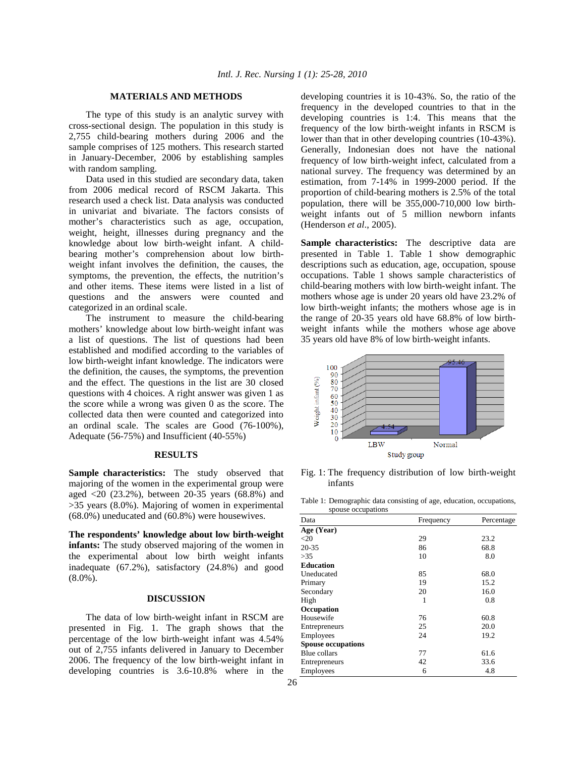## MATERIALS AND METHODS

The type of this study is an analytic survey with cross-sectional design. The population in this study is 2,755 child-bearing mothers during 2006 and the sample comprises of 125 mothers. This research started in January-December, 2006 by establishing samples with random sampling.

Data used in this studied are secondary data, taken from 2006 medical record of RSCM Jakarta. This research used a check list. Data analysis was conducted in univariat and bivariate. The factors consists of mother's characteristics such as age, occupation, weight, height, illnesses during pregnancy and the knowledge about low birth-weight infant. A child-bearing mother's comprehension about low birth-weight infant involves the definition, the causes, the symptoms, the prevention, the effects, the nutrition's and other items. These items were listed in a list of questions and the answers were counted and categorized in an ordinal scale.

The instrument to measure the child-bearing mothers' knowledge about low birth-weight infant was a list of questions. The list of questions had been established and modified according to the variables of low birth-weight infant knowledge. The indicators were the definition, the causes, the symptoms, the prevention and the effect. The questions in the list are 30 closed questions with 4 choices. A right answer was given 1 as the score while a wrong was given 0 as the score. The collected data then were counted and categorized into an ordinal scale. The scales are Good (76-100%), Adequate (56-75%) and Insufficient (40-55%)

## RESULTS

**Sample characteristics:** The study observed that majoring of the women in the experimental group were aged <20 (23.2%), between 20-35 years (68.8%) and >35 years (8.0%). Majoring of women in experimental (68.0%) uneducated and (60.8%) were housewives.

**The respondents' knowledge about low birth-weight infants:** The study observed majoring of the women in the experimental about low birth weight infants inadequate (67.2%), satisfactory (24.8%) and good (8.0%).

## DISCUSSION

The data of low birth-weight infant in RSCM are presented in Fig. 1. The graph shows that the percentage of the low birth-weight infant was 4.54% out of 2,755 infants delivered in January to December 2006. The frequency of the low birth-weight infant in developing countries is 3.6-10.8% where in the developing countries it is 10-43%. So, the ratio of the frequency in the developed countries to that in the developing countries is 1:4. This means that the frequency of the low birth-weight infants in RSCM is lower than that in other developing countries (10-43%). Generally, Indonesian does not have the national frequency of low birth-weight infect, calculated from a national survey. The frequency was determined by an estimation, from 7-14% in 1999-2000 period. If the proportion of child-bearing mothers is 2.5% of the total population, there will be 355,000-710,000 low birth-weight infants out of 5 million newborn infants (Henderson *et al*., 2005).

**Sample characteristics:** The descriptive data are presented in Table 1. Table 1 show demographic descriptions such as education, age, occupation, spouse occupations. Table 1 shows sample characteristics of child-bearing mothers with low birth-weight infant. The mothers whose age is under 20 years old have 23.2% of low birth-weight infants; the mothers whose age is in the range of 20-35 years old have 68.8% of low birth-weight infants while the mothers whose age above 35 years old have 8% of low birth-weight infants.

Fig. 1: The frequency distribution of low birth-weight infants

Table 1: Demographic data consisting of age, education, occupations, spouse occupations

| Data | Frequency | Percentage |
|---|---|---|
| **Age (Year)** | | |
| <20 | 29 | 23.2 |
| 20-35 | 86 | 68.8 |
| >35 | 10 | 8.0 |
| **Education** | | |
| Uneducated | 85 | 68.0 |
| Primary | 19 | 15.2 |
| Secondary | 20 | 16.0 |
| High | 1 | 0.8 |
| **Occupation** | | |
| Housewife | 76 | 60.8 |
| Entrepreneurs | 25 | 20.0 |
| Employees | 24 | 19.2 |
| **Spouse occupations** | | |
| Blue collars | 77 | 61.6 |
| Entrepreneurs | 42 | 33.6 |
| Employees | 6 | 4.8 |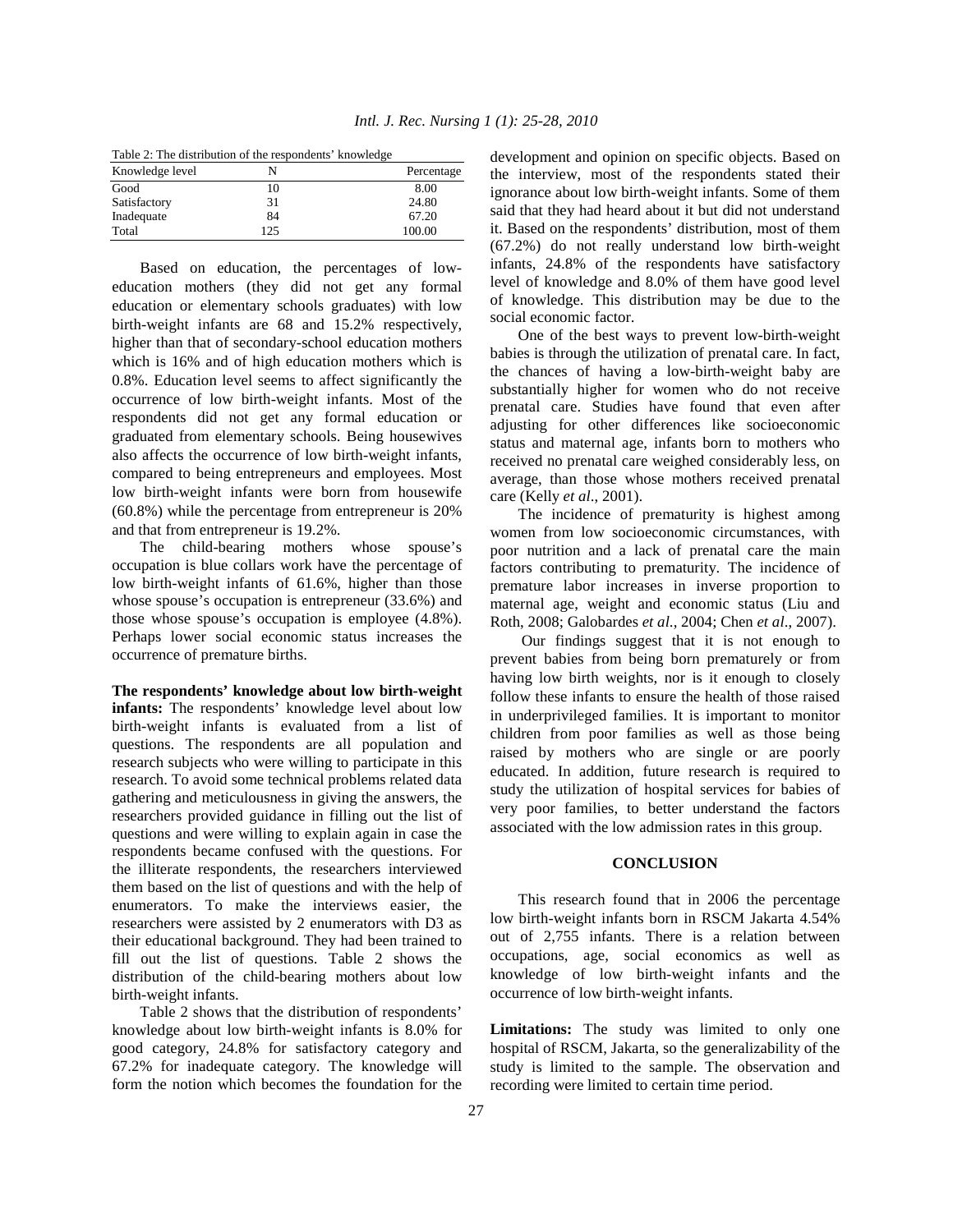Table 2: The distribution of the respondents' knowledge

| Knowledge level | N | Percentage |
|---|---|---|
| Good | 10 | 8.00 |
| Satisfactory | 31 | 24.80 |
| Inadequate | 84 | 67.20 |
| Total | 125 | 100.00 |

Based on education, the percentages of low-education mothers (they did not get any formal education or elementary schools graduates) with low birth-weight infants are 68 and 15.2% respectively, higher than that of secondary-school education mothers which is 16% and of high education mothers which is 0.8%. Education level seems to affect significantly the occurrence of low birth-weight infants. Most of the respondents did not get any formal education or graduated from elementary schools. Being housewives also affects the occurrence of low birth-weight infants, compared to being entrepreneurs and employees. Most low birth-weight infants were born from housewife (60.8%) while the percentage from entrepreneur is 20% and that from entrepreneur is 19.2%.

The child-bearing mothers whose spouse's occupation is blue collars work have the percentage of low birth-weight infants of 61.6%, higher than those whose spouse's occupation is entrepreneur (33.6%) and those whose spouse's occupation is employee (4.8%). Perhaps lower social economic status increases the occurrence of premature births.

**The respondents' knowledge about low birth-weight infants:** The respondents' knowledge level about low birth-weight infants is evaluated from a list of questions. The respondents are all population and research subjects who were willing to participate in this research. To avoid some technical problems related data gathering and meticulousness in giving the answers, the researchers provided guidance in filling out the list of questions and were willing to explain again in case the respondents became confused with the questions. For the illiterate respondents, the researchers interviewed them based on the list of questions and with the help of enumerators. To make the interviews easier, the researchers were assisted by 2 enumerators with D3 as their educational background. They had been trained to fill out the list of questions. Table 2 shows the distribution of the child-bearing mothers about low birth-weight infants.

Table 2 shows that the distribution of respondents' knowledge about low birth-weight infants is 8.0% for good category, 24.8% for satisfactory category and 67.2% for inadequate category. The knowledge will form the notion which becomes the foundation for the development and opinion on specific objects. Based on the interview, most of the respondents stated their ignorance about low birth-weight infants. Some of them said that they had heard about it but did not understand it. Based on the respondents' distribution, most of them (67.2%) do not really understand low birth-weight infants, 24.8% of the respondents have satisfactory level of knowledge and 8.0% of them have good level of knowledge. This distribution may be due to the social economic factor.

One of the best ways to prevent low-birth-weight babies is through the utilization of prenatal care. In fact, the chances of having a low-birth-weight baby are substantially higher for women who do not receive prenatal care. Studies have found that even after adjusting for other differences like socioeconomic status and maternal age, infants born to mothers who received no prenatal care weighed considerably less, on average, than those whose mothers received prenatal care (Kelly *et al*., 2001).

The incidence of prematurity is highest among women from low socioeconomic circumstances, with poor nutrition and a lack of prenatal care the main factors contributing to prematurity. The incidence of premature labor increases in inverse proportion to maternal age, weight and economic status (Liu and Roth, 2008; Galobardes *et al*., 2004; Chen *et al*., 2007).

Our findings suggest that it is not enough to prevent babies from being born prematurely or from having low birth weights, nor is it enough to closely follow these infants to ensure the health of those raised in underprivileged families. It is important to monitor children from poor families as well as those being raised by mothers who are single or are poorly educated. In addition, future research is required to study the utilization of hospital services for babies of very poor families, to better understand the factors associated with the low admission rates in this group.

## CONCLUSION

This research found that in 2006 the percentage low birth-weight infants born in RSCM Jakarta 4.54% out of 2,755 infants. There is a relation between occupations, age, social economics as well as knowledge of low birth-weight infants and the occurrence of low birth-weight infants.

**Limitations:** The study was limited to only one hospital of RSCM, Jakarta, so the generalizability of the study is limited to the sample. The observation and recording were limited to certain time period.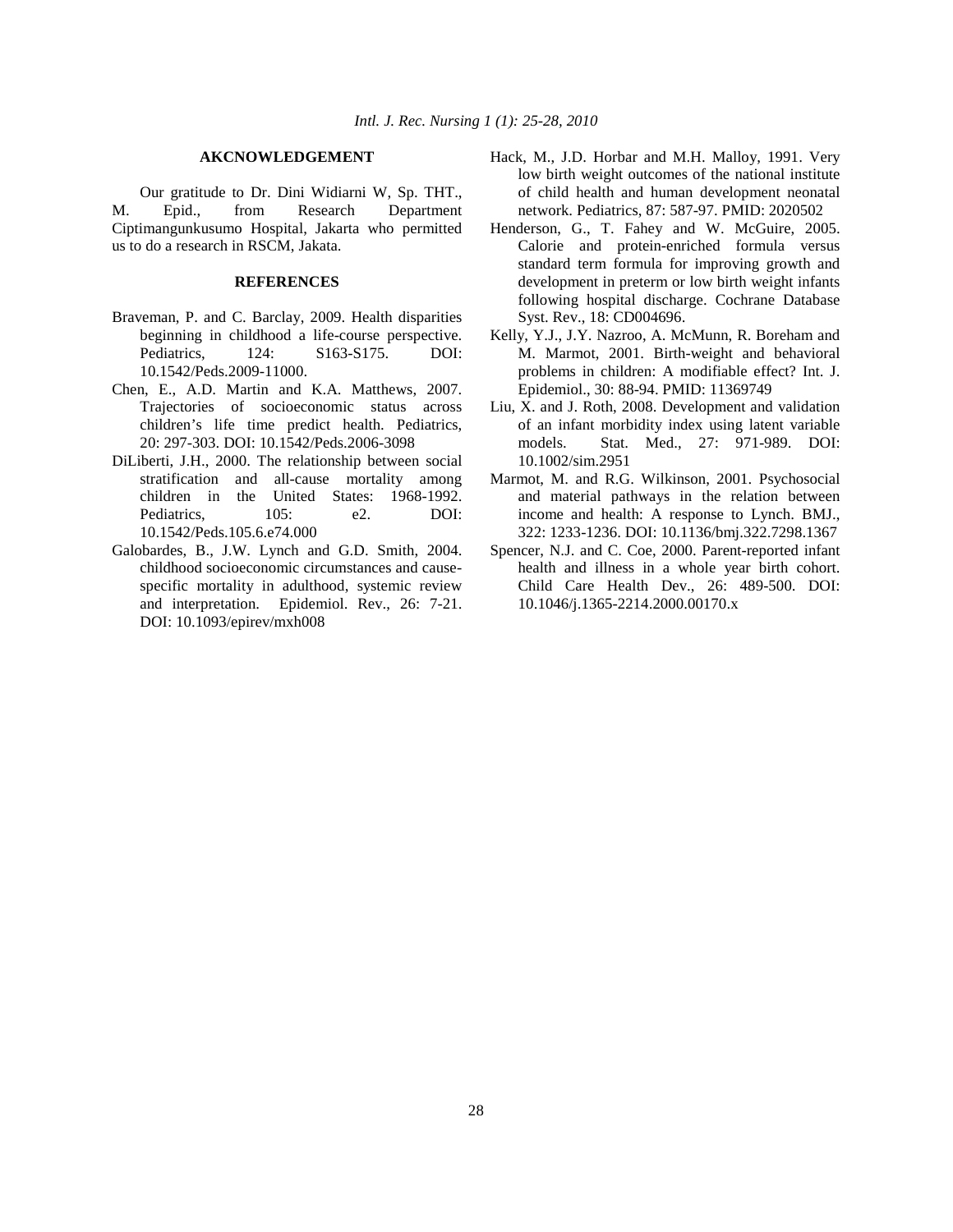## AKCNOWLEDGEMENT

Our gratitude to Dr. Dini Widiarni W, Sp. THT., M. Epid., from Research Department Ciptimangunkusumo Hospital, Jakarta who permitted us to do a research in RSCM, Jakata.

## REFERENCES

Braveman, P. and C. Barclay, 2009. Health disparities beginning in childhood a life-course perspective. Pediatrics, 124: S163-S175. DOI: 10.1542/Peds.2009-11000.

Chen, E., A.D. Martin and K.A. Matthews, 2007. Trajectories of socioeconomic status across children's life time predict health. Pediatrics, 20: 297-303. DOI: 10.1542/Peds.2006-3098

DiLiberti, J.H., 2000. The relationship between social stratification and all-cause mortality among children in the United States: 1968-1992. Pediatrics, 105: e2. DOI: 10.1542/Peds.105.6.e74.000

Galobardes, B., J.W. Lynch and G.D. Smith, 2004. childhood socioeconomic circumstances and cause-specific mortality in adulthood, systemic review and interpretation. Epidemiol. Rev., 26: 7-21. DOI: 10.1093/epirev/mxh008

Hack, M., J.D. Horbar and M.H. Malloy, 1991. Very low birth weight outcomes of the national institute of child health and human development neonatal network. Pediatrics, 87: 587-97. PMID: 2020502

Henderson, G., T. Fahey and W. McGuire, 2005. Calorie and protein-enriched formula versus standard term formula for improving growth and development in preterm or low birth weight infants following hospital discharge. Cochrane Database Syst. Rev., 18: CD004696.

Kelly, Y.J., J.Y. Nazroo, A. McMunn, R. Boreham and M. Marmot, 2001. Birth-weight and behavioral problems in children: A modifiable effect? Int. J. Epidemiol., 30: 88-94. PMID: 11369749

Liu, X. and J. Roth, 2008. Development and validation of an infant morbidity index using latent variable models. Stat. Med., 27: 971-989. DOI: 10.1002/sim.2951

Marmot, M. and R.G. Wilkinson, 2001. Psychosocial and material pathways in the relation between income and health: A response to Lynch. BMJ., 322: 1233-1236. DOI: 10.1136/bmj.322.7298.1367

Spencer, N.J. and C. Coe, 2000. Parent-reported infant health and illness in a whole year birth cohort. Child Care Health Dev., 26: 489-500. DOI: 10.1046/j.1365-2214.2000.00170.x